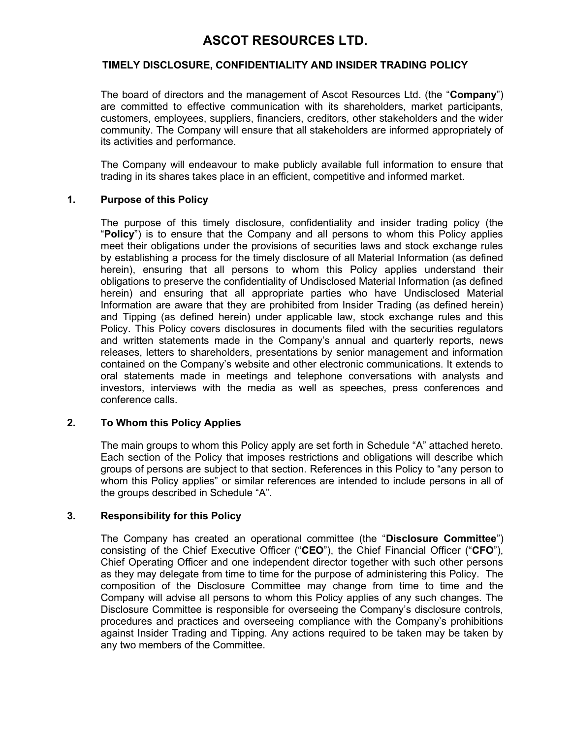# ASCOT RESOURCES LTD.

## TIMELY DISCLOSURE, CONFIDENTIALITY AND INSIDER TRADING POLICY

The board of directors and the management of Ascot Resources Ltd. (the "**Company**") are committed to effective communication with its shareholders, market participants, customers, employees, suppliers, financiers, creditors, other stakeholders and the wider community. The Company will ensure that all stakeholders are informed appropriately of its activities and performance.

The Company will endeavour to make publicly available full information to ensure that trading in its shares takes place in an efficient, competitive and informed market.

### 1. Purpose of this Policy

The purpose of this timely disclosure, confidentiality and insider trading policy (the "**Policy**") is to ensure that the Company and all persons to whom this Policy applies meet their obligations under the provisions of securities laws and stock exchange rules by establishing a process for the timely disclosure of all Material Information (as defined herein), ensuring that all persons to whom this Policy applies understand their obligations to preserve the confidentiality of Undisclosed Material Information (as defined herein) and ensuring that all appropriate parties who have Undisclosed Material Information are aware that they are prohibited from Insider Trading (as defined herein) and Tipping (as defined herein) under applicable law, stock exchange rules and this Policy. This Policy covers disclosures in documents filed with the securities regulators and written statements made in the Company's annual and quarterly reports, news releases, letters to shareholders, presentations by senior management and information contained on the Company's website and other electronic communications. It extends to oral statements made in meetings and telephone conversations with analysts and investors, interviews with the media as well as speeches, press conferences and conference calls.

### 2. To Whom this Policy Applies

The main groups to whom this Policy apply are set forth in Schedule "A" attached hereto. Each section of the Policy that imposes restrictions and obligations will describe which groups of persons are subject to that section. References in this Policy to "any person to whom this Policy applies" or similar references are intended to include persons in all of the groups described in Schedule "A".

### 3. Responsibility for this Policy

The Company has created an operational committee (the "**Disclosure Committee**") consisting of the Chief Executive Officer ("**CEO**"), the Chief Financial Officer ("**CFO**"), Chief Operating Officer and one independent director together with such other persons as they may delegate from time to time for the purpose of administering this Policy. The composition of the Disclosure Committee may change from time to time and the Company will advise all persons to whom this Policy applies of any such changes. The Disclosure Committee is responsible for overseeing the Company's disclosure controls, procedures and practices and overseeing compliance with the Company's prohibitions against Insider Trading and Tipping. Any actions required to be taken may be taken by any two members of the Committee.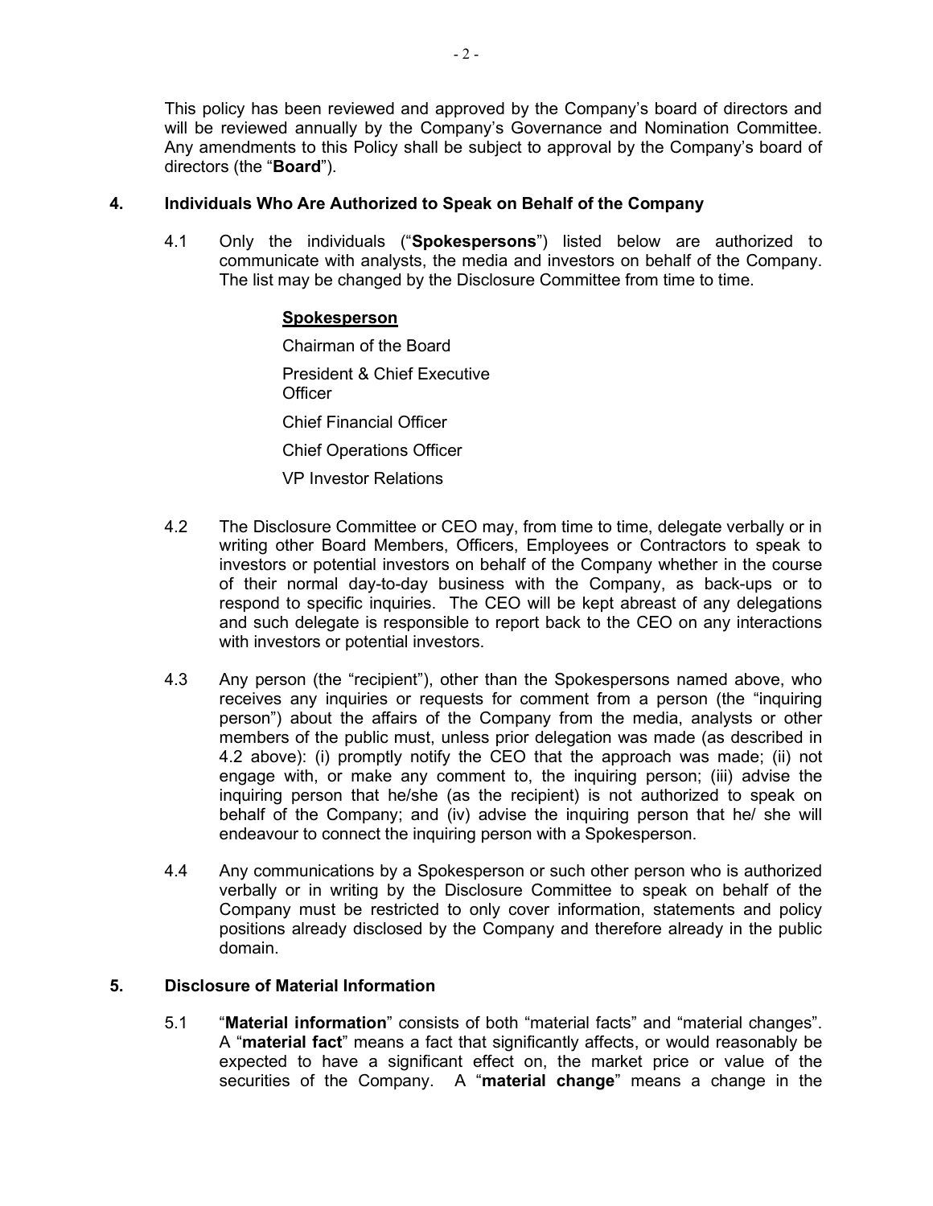This policy has been reviewed and approved by the Company's board of directors and will be reviewed annually by the Company's Governance and Nomination Committee. Any amendments to this Policy shall be subject to approval by the Company's board of directors (the "**Board**").

## 4. Individuals Who Are Authorized to Speak on Behalf of the Company

4.1 Only the individuals ("**Spokespersons**") listed below are authorized to communicate with analysts, the media and investors on behalf of the Company. The list may be changed by the Disclosure Committee from time to time.

**Spokesperson**

Chairman of the Board

President & Chief Executive Officer

Chief Financial Officer

Chief Operations Officer

VP Investor Relations

4.2 The Disclosure Committee or CEO may, from time to time, delegate verbally or in writing other Board Members, Officers, Employees or Contractors to speak to investors or potential investors on behalf of the Company whether in the course of their normal day-to-day business with the Company, as back-ups or to respond to specific inquiries. The CEO will be kept abreast of any delegations and such delegate is responsible to report back to the CEO on any interactions with investors or potential investors.

4.3 Any person (the "recipient"), other than the Spokespersons named above, who receives any inquiries or requests for comment from a person (the "inquiring person") about the affairs of the Company from the media, analysts or other members of the public must, unless prior delegation was made (as described in 4.2 above): (i) promptly notify the CEO that the approach was made; (ii) not engage with, or make any comment to, the inquiring person; (iii) advise the inquiring person that he/she (as the recipient) is not authorized to speak on behalf of the Company; and (iv) advise the inquiring person that he/ she will endeavour to connect the inquiring person with a Spokesperson.

4.4 Any communications by a Spokesperson or such other person who is authorized verbally or in writing by the Disclosure Committee to speak on behalf of the Company must be restricted to only cover information, statements and policy positions already disclosed by the Company and therefore already in the public domain.

## 5. Disclosure of Material Information

5.1 "**Material information**" consists of both "material facts" and "material changes". A "**material fact**" means a fact that significantly affects, or would reasonably be expected to have a significant effect on, the market price or value of the securities of the Company. A "**material change**" means a change in the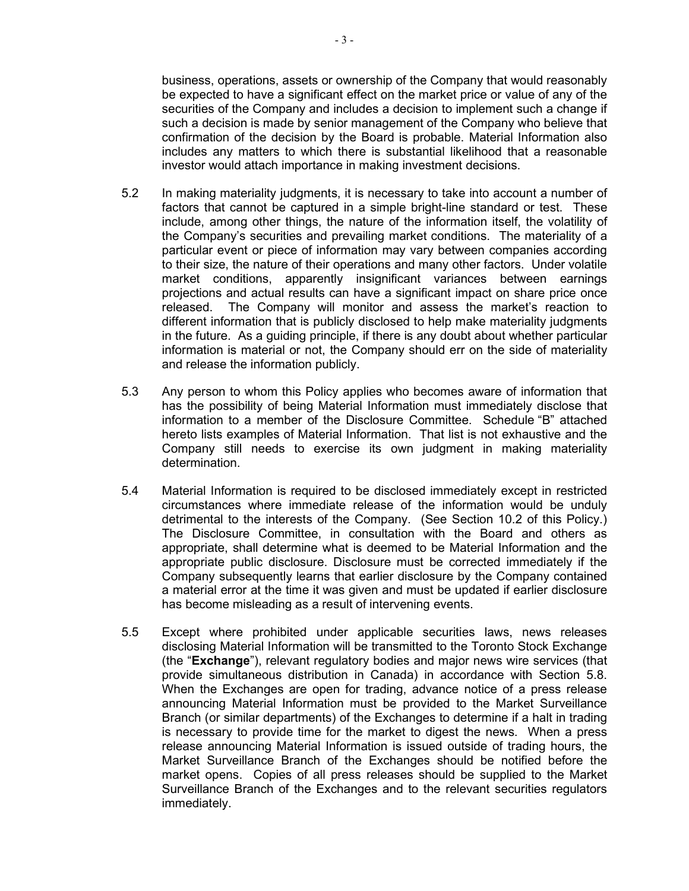business, operations, assets or ownership of the Company that would reasonably be expected to have a significant effect on the market price or value of any of the securities of the Company and includes a decision to implement such a change if such a decision is made by senior management of the Company who believe that confirmation of the decision by the Board is probable. Material Information also includes any matters to which there is substantial likelihood that a reasonable investor would attach importance in making investment decisions.

5.2 In making materiality judgments, it is necessary to take into account a number of factors that cannot be captured in a simple bright-line standard or test. These include, among other things, the nature of the information itself, the volatility of the Company's securities and prevailing market conditions. The materiality of a particular event or piece of information may vary between companies according to their size, the nature of their operations and many other factors. Under volatile market conditions, apparently insignificant variances between earnings projections and actual results can have a significant impact on share price once released. The Company will monitor and assess the market's reaction to different information that is publicly disclosed to help make materiality judgments in the future. As a guiding principle, if there is any doubt about whether particular information is material or not, the Company should err on the side of materiality and release the information publicly.

5.3 Any person to whom this Policy applies who becomes aware of information that has the possibility of being Material Information must immediately disclose that information to a member of the Disclosure Committee. Schedule "B" attached hereto lists examples of Material Information. That list is not exhaustive and the Company still needs to exercise its own judgment in making materiality determination.

5.4 Material Information is required to be disclosed immediately except in restricted circumstances where immediate release of the information would be unduly detrimental to the interests of the Company. (See Section 10.2 of this Policy.) The Disclosure Committee, in consultation with the Board and others as appropriate, shall determine what is deemed to be Material Information and the appropriate public disclosure. Disclosure must be corrected immediately if the Company subsequently learns that earlier disclosure by the Company contained a material error at the time it was given and must be updated if earlier disclosure has become misleading as a result of intervening events.

5.5 Except where prohibited under applicable securities laws, news releases disclosing Material Information will be transmitted to the Toronto Stock Exchange (the "**Exchange**"), relevant regulatory bodies and major news wire services (that provide simultaneous distribution in Canada) in accordance with Section 5.8. When the Exchanges are open for trading, advance notice of a press release announcing Material Information must be provided to the Market Surveillance Branch (or similar departments) of the Exchanges to determine if a halt in trading is necessary to provide time for the market to digest the news. When a press release announcing Material Information is issued outside of trading hours, the Market Surveillance Branch of the Exchanges should be notified before the market opens. Copies of all press releases should be supplied to the Market Surveillance Branch of the Exchanges and to the relevant securities regulators immediately.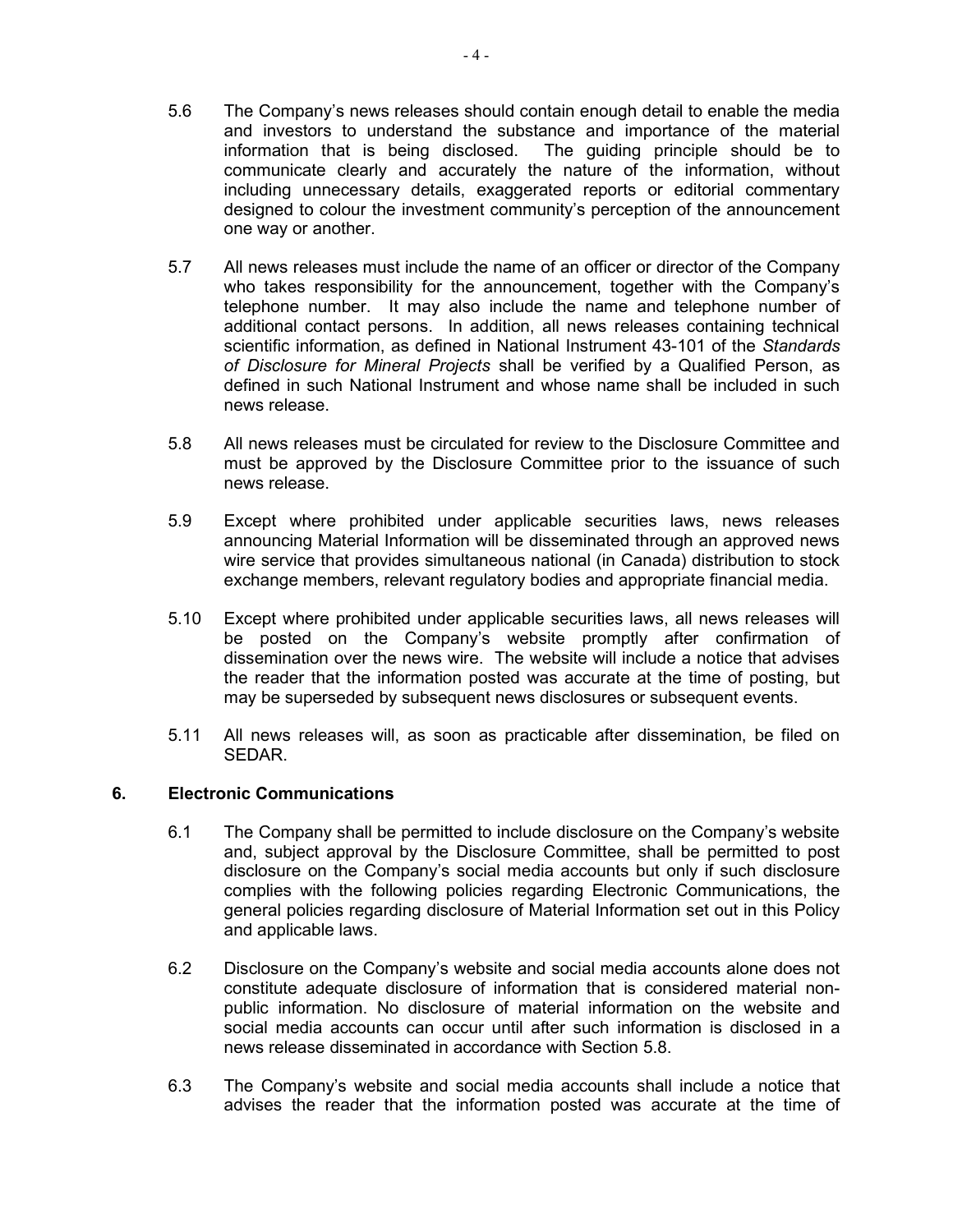5.6 The Company's news releases should contain enough detail to enable the media and investors to understand the substance and importance of the material information that is being disclosed. The guiding principle should be to communicate clearly and accurately the nature of the information, without including unnecessary details, exaggerated reports or editorial commentary designed to colour the investment community's perception of the announcement one way or another.

5.7 All news releases must include the name of an officer or director of the Company who takes responsibility for the announcement, together with the Company's telephone number. It may also include the name and telephone number of additional contact persons. In addition, all news releases containing technical scientific information, as defined in National Instrument 43-101 of the *Standards of Disclosure for Mineral Projects* shall be verified by a Qualified Person, as defined in such National Instrument and whose name shall be included in such news release.

5.8 All news releases must be circulated for review to the Disclosure Committee and must be approved by the Disclosure Committee prior to the issuance of such news release.

5.9 Except where prohibited under applicable securities laws, news releases announcing Material Information will be disseminated through an approved news wire service that provides simultaneous national (in Canada) distribution to stock exchange members, relevant regulatory bodies and appropriate financial media.

5.10 Except where prohibited under applicable securities laws, all news releases will be posted on the Company's website promptly after confirmation of dissemination over the news wire. The website will include a notice that advises the reader that the information posted was accurate at the time of posting, but may be superseded by subsequent news disclosures or subsequent events.

5.11 All news releases will, as soon as practicable after dissemination, be filed on SEDAR.

## 6. Electronic Communications

6.1 The Company shall be permitted to include disclosure on the Company's website and, subject approval by the Disclosure Committee, shall be permitted to post disclosure on the Company's social media accounts but only if such disclosure complies with the following policies regarding Electronic Communications, the general policies regarding disclosure of Material Information set out in this Policy and applicable laws.

6.2 Disclosure on the Company's website and social media accounts alone does not constitute adequate disclosure of information that is considered material non-public information. No disclosure of material information on the website and social media accounts can occur until after such information is disclosed in a news release disseminated in accordance with Section 5.8.

6.3 The Company's website and social media accounts shall include a notice that advises the reader that the information posted was accurate at the time of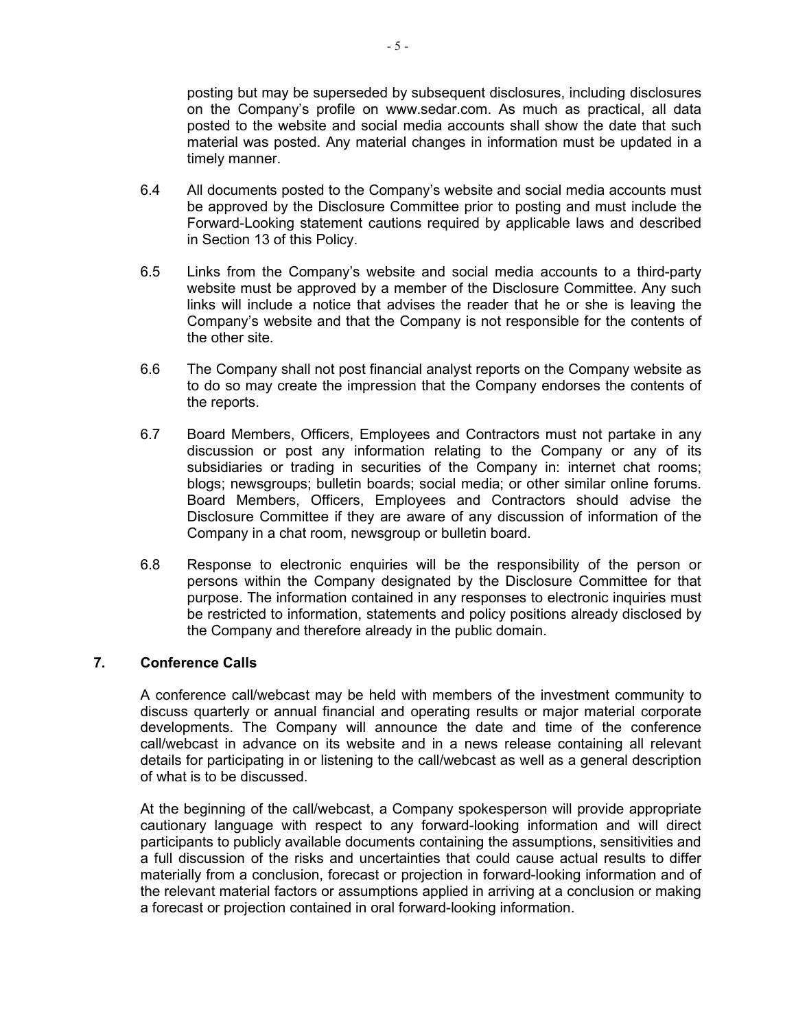posting but may be superseded by subsequent disclosures, including disclosures on the Company's profile on www.sedar.com. As much as practical, all data posted to the website and social media accounts shall show the date that such material was posted. Any material changes in information must be updated in a timely manner.

6.4 All documents posted to the Company's website and social media accounts must be approved by the Disclosure Committee prior to posting and must include the Forward-Looking statement cautions required by applicable laws and described in Section 13 of this Policy.

6.5 Links from the Company's website and social media accounts to a third-party website must be approved by a member of the Disclosure Committee. Any such links will include a notice that advises the reader that he or she is leaving the Company's website and that the Company is not responsible for the contents of the other site.

6.6 The Company shall not post financial analyst reports on the Company website as to do so may create the impression that the Company endorses the contents of the reports.

6.7 Board Members, Officers, Employees and Contractors must not partake in any discussion or post any information relating to the Company or any of its subsidiaries or trading in securities of the Company in: internet chat rooms; blogs; newsgroups; bulletin boards; social media; or other similar online forums. Board Members, Officers, Employees and Contractors should advise the Disclosure Committee if they are aware of any discussion of information of the Company in a chat room, newsgroup or bulletin board.

6.8 Response to electronic enquiries will be the responsibility of the person or persons within the Company designated by the Disclosure Committee for that purpose. The information contained in any responses to electronic inquiries must be restricted to information, statements and policy positions already disclosed by the Company and therefore already in the public domain.

## 7. Conference Calls

A conference call/webcast may be held with members of the investment community to discuss quarterly or annual financial and operating results or major material corporate developments. The Company will announce the date and time of the conference call/webcast in advance on its website and in a news release containing all relevant details for participating in or listening to the call/webcast as well as a general description of what is to be discussed.

At the beginning of the call/webcast, a Company spokesperson will provide appropriate cautionary language with respect to any forward-looking information and will direct participants to publicly available documents containing the assumptions, sensitivities and a full discussion of the risks and uncertainties that could cause actual results to differ materially from a conclusion, forecast or projection in forward-looking information and of the relevant material factors or assumptions applied in arriving at a conclusion or making a forecast or projection contained in oral forward-looking information.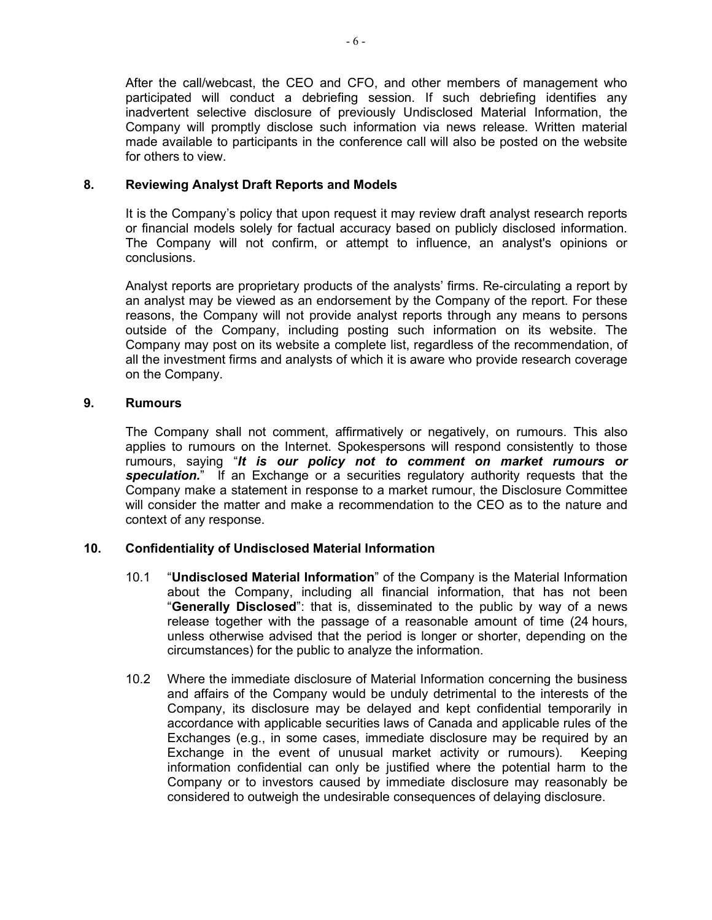After the call/webcast, the CEO and CFO, and other members of management who participated will conduct a debriefing session. If such debriefing identifies any inadvertent selective disclosure of previously Undisclosed Material Information, the Company will promptly disclose such information via news release. Written material made available to participants in the conference call will also be posted on the website for others to view.

## 8. Reviewing Analyst Draft Reports and Models

It is the Company's policy that upon request it may review draft analyst research reports or financial models solely for factual accuracy based on publicly disclosed information. The Company will not confirm, or attempt to influence, an analyst's opinions or conclusions.

Analyst reports are proprietary products of the analysts' firms. Re-circulating a report by an analyst may be viewed as an endorsement by the Company of the report. For these reasons, the Company will not provide analyst reports through any means to persons outside of the Company, including posting such information on its website. The Company may post on its website a complete list, regardless of the recommendation, of all the investment firms and analysts of which it is aware who provide research coverage on the Company.

## 9. Rumours

The Company shall not comment, affirmatively or negatively, on rumours. This also applies to rumours on the Internet. Spokespersons will respond consistently to those rumours, saying "***It is our policy not to comment on market rumours or speculation.***" If an Exchange or a securities regulatory authority requests that the Company make a statement in response to a market rumour, the Disclosure Committee will consider the matter and make a recommendation to the CEO as to the nature and context of any response.

## 10. Confidentiality of Undisclosed Material Information

10.1 "**Undisclosed Material Information**" of the Company is the Material Information about the Company, including all financial information, that has not been "**Generally Disclosed**": that is, disseminated to the public by way of a news release together with the passage of a reasonable amount of time (24 hours, unless otherwise advised that the period is longer or shorter, depending on the circumstances) for the public to analyze the information.

10.2 Where the immediate disclosure of Material Information concerning the business and affairs of the Company would be unduly detrimental to the interests of the Company, its disclosure may be delayed and kept confidential temporarily in accordance with applicable securities laws of Canada and applicable rules of the Exchanges (e.g., in some cases, immediate disclosure may be required by an Exchange in the event of unusual market activity or rumours). Keeping information confidential can only be justified where the potential harm to the Company or to investors caused by immediate disclosure may reasonably be considered to outweigh the undesirable consequences of delaying disclosure.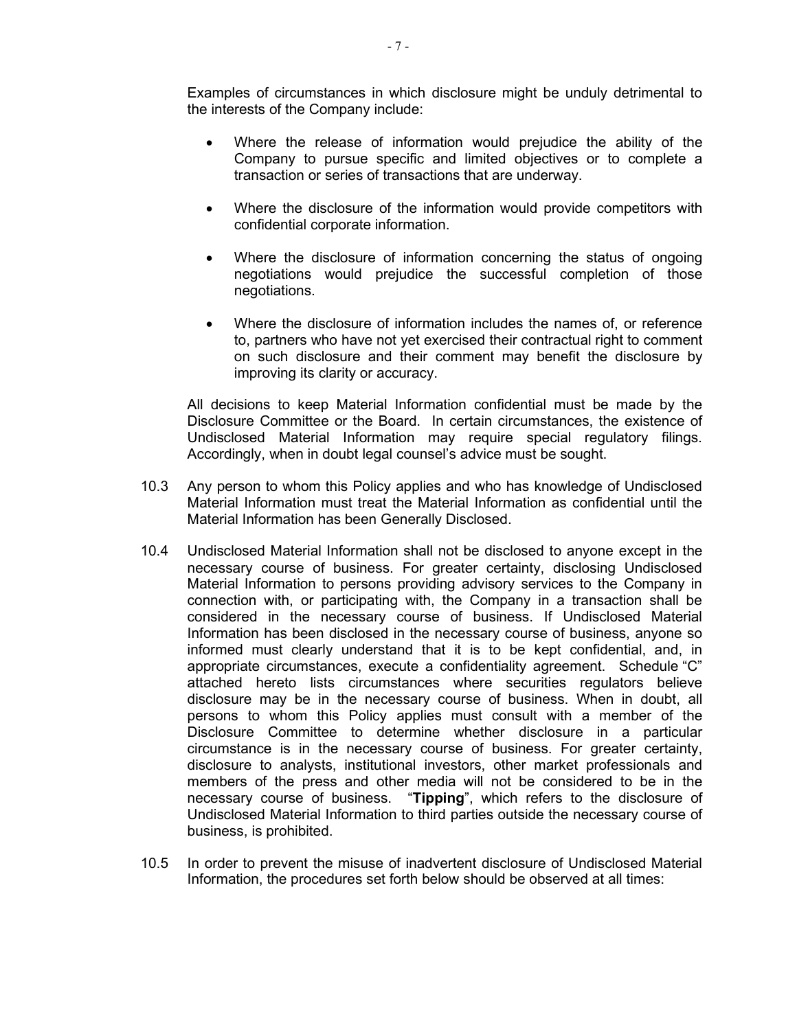Examples of circumstances in which disclosure might be unduly detrimental to the interests of the Company include:

- Where the release of information would prejudice the ability of the Company to pursue specific and limited objectives or to complete a transaction or series of transactions that are underway.
- Where the disclosure of the information would provide competitors with confidential corporate information.
- Where the disclosure of information concerning the status of ongoing negotiations would prejudice the successful completion of those negotiations.
- Where the disclosure of information includes the names of, or reference to, partners who have not yet exercised their contractual right to comment on such disclosure and their comment may benefit the disclosure by improving its clarity or accuracy.

All decisions to keep Material Information confidential must be made by the Disclosure Committee or the Board. In certain circumstances, the existence of Undisclosed Material Information may require special regulatory filings. Accordingly, when in doubt legal counsel's advice must be sought.

10.3 Any person to whom this Policy applies and who has knowledge of Undisclosed Material Information must treat the Material Information as confidential until the Material Information has been Generally Disclosed.

10.4 Undisclosed Material Information shall not be disclosed to anyone except in the necessary course of business. For greater certainty, disclosing Undisclosed Material Information to persons providing advisory services to the Company in connection with, or participating with, the Company in a transaction shall be considered in the necessary course of business. If Undisclosed Material Information has been disclosed in the necessary course of business, anyone so informed must clearly understand that it is to be kept confidential, and, in appropriate circumstances, execute a confidentiality agreement. Schedule "C" attached hereto lists circumstances where securities regulators believe disclosure may be in the necessary course of business. When in doubt, all persons to whom this Policy applies must consult with a member of the Disclosure Committee to determine whether disclosure in a particular circumstance is in the necessary course of business. For greater certainty, disclosure to analysts, institutional investors, other market professionals and members of the press and other media will not be considered to be in the necessary course of business. "**Tipping**", which refers to the disclosure of Undisclosed Material Information to third parties outside the necessary course of business, is prohibited.

10.5 In order to prevent the misuse of inadvertent disclosure of Undisclosed Material Information, the procedures set forth below should be observed at all times: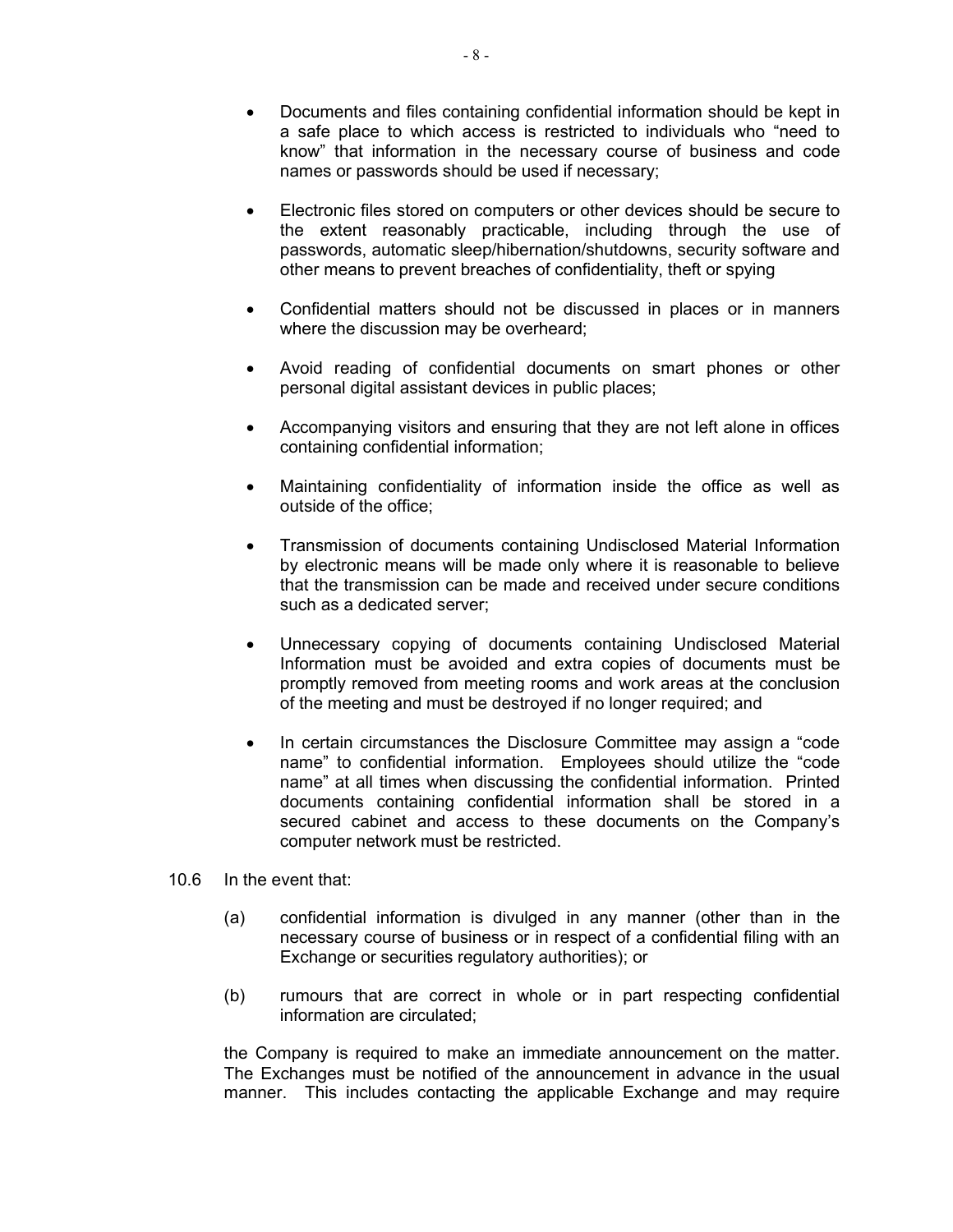- Documents and files containing confidential information should be kept in a safe place to which access is restricted to individuals who "need to know" that information in the necessary course of business and code names or passwords should be used if necessary;

- Electronic files stored on computers or other devices should be secure to the extent reasonably practicable, including through the use of passwords, automatic sleep/hibernation/shutdowns, security software and other means to prevent breaches of confidentiality, theft or spying

- Confidential matters should not be discussed in places or in manners where the discussion may be overheard;

- Avoid reading of confidential documents on smart phones or other personal digital assistant devices in public places;

- Accompanying visitors and ensuring that they are not left alone in offices containing confidential information;

- Maintaining confidentiality of information inside the office as well as outside of the office;

- Transmission of documents containing Undisclosed Material Information by electronic means will be made only where it is reasonable to believe that the transmission can be made and received under secure conditions such as a dedicated server;

- Unnecessary copying of documents containing Undisclosed Material Information must be avoided and extra copies of documents must be promptly removed from meeting rooms and work areas at the conclusion of the meeting and must be destroyed if no longer required; and

- In certain circumstances the Disclosure Committee may assign a "code name" to confidential information. Employees should utilize the "code name" at all times when discussing the confidential information. Printed documents containing confidential information shall be stored in a secured cabinet and access to these documents on the Company's computer network must be restricted.

10.6 In the event that:

(a) confidential information is divulged in any manner (other than in the necessary course of business or in respect of a confidential filing with an Exchange or securities regulatory authorities); or

(b) rumours that are correct in whole or in part respecting confidential information are circulated;

the Company is required to make an immediate announcement on the matter. The Exchanges must be notified of the announcement in advance in the usual manner. This includes contacting the applicable Exchange and may require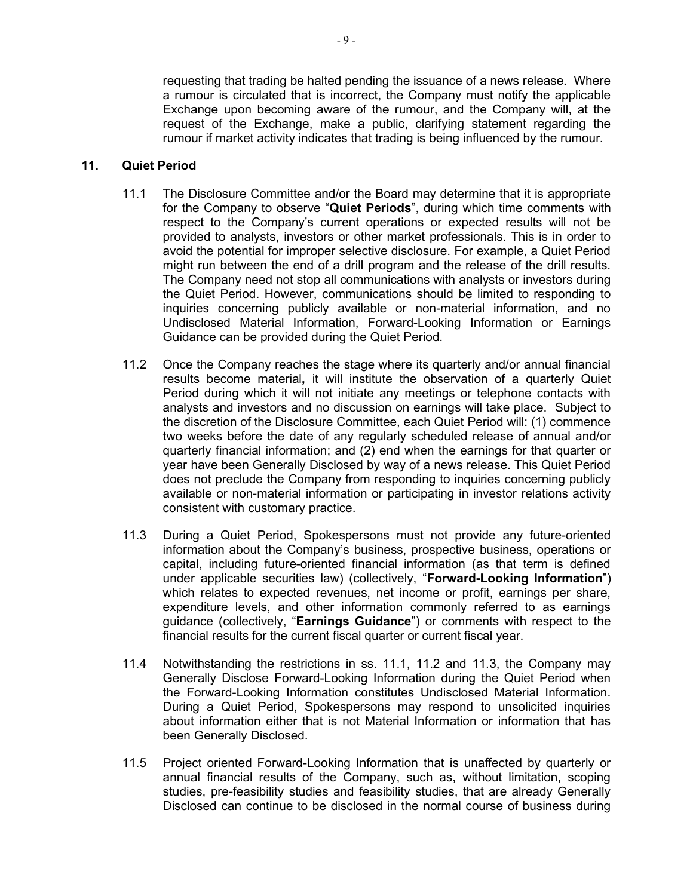requesting that trading be halted pending the issuance of a news release. Where a rumour is circulated that is incorrect, the Company must notify the applicable Exchange upon becoming aware of the rumour, and the Company will, at the request of the Exchange, make a public, clarifying statement regarding the rumour if market activity indicates that trading is being influenced by the rumour.

## 11. Quiet Period

11.1 The Disclosure Committee and/or the Board may determine that it is appropriate for the Company to observe "**Quiet Periods**", during which time comments with respect to the Company's current operations or expected results will not be provided to analysts, investors or other market professionals. This is in order to avoid the potential for improper selective disclosure. For example, a Quiet Period might run between the end of a drill program and the release of the drill results. The Company need not stop all communications with analysts or investors during the Quiet Period. However, communications should be limited to responding to inquiries concerning publicly available or non-material information, and no Undisclosed Material Information, Forward-Looking Information or Earnings Guidance can be provided during the Quiet Period.

11.2 Once the Company reaches the stage where its quarterly and/or annual financial results become material**,** it will institute the observation of a quarterly Quiet Period during which it will not initiate any meetings or telephone contacts with analysts and investors and no discussion on earnings will take place. Subject to the discretion of the Disclosure Committee, each Quiet Period will: (1) commence two weeks before the date of any regularly scheduled release of annual and/or quarterly financial information; and (2) end when the earnings for that quarter or year have been Generally Disclosed by way of a news release. This Quiet Period does not preclude the Company from responding to inquiries concerning publicly available or non-material information or participating in investor relations activity consistent with customary practice.

11.3 During a Quiet Period, Spokespersons must not provide any future-oriented information about the Company's business, prospective business, operations or capital, including future-oriented financial information (as that term is defined under applicable securities law) (collectively, "**Forward-Looking Information**") which relates to expected revenues, net income or profit, earnings per share, expenditure levels, and other information commonly referred to as earnings guidance (collectively, "**Earnings Guidance**") or comments with respect to the financial results for the current fiscal quarter or current fiscal year.

11.4 Notwithstanding the restrictions in ss. 11.1, 11.2 and 11.3, the Company may Generally Disclose Forward-Looking Information during the Quiet Period when the Forward-Looking Information constitutes Undisclosed Material Information. During a Quiet Period, Spokespersons may respond to unsolicited inquiries about information either that is not Material Information or information that has been Generally Disclosed.

11.5 Project oriented Forward-Looking Information that is unaffected by quarterly or annual financial results of the Company, such as, without limitation, scoping studies, pre-feasibility studies and feasibility studies, that are already Generally Disclosed can continue to be disclosed in the normal course of business during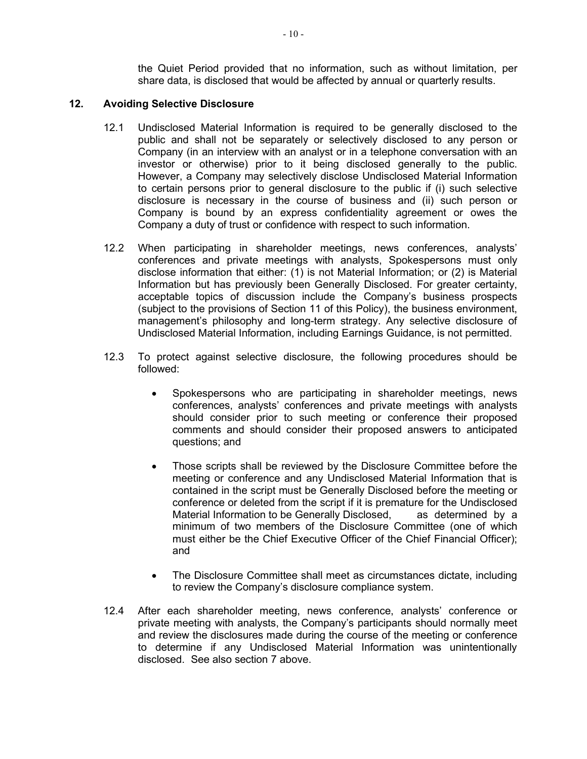the Quiet Period provided that no information, such as without limitation, per share data, is disclosed that would be affected by annual or quarterly results.

## 12. Avoiding Selective Disclosure

12.1 Undisclosed Material Information is required to be generally disclosed to the public and shall not be separately or selectively disclosed to any person or Company (in an interview with an analyst or in a telephone conversation with an investor or otherwise) prior to it being disclosed generally to the public. However, a Company may selectively disclose Undisclosed Material Information to certain persons prior to general disclosure to the public if (i) such selective disclosure is necessary in the course of business and (ii) such person or Company is bound by an express confidentiality agreement or owes the Company a duty of trust or confidence with respect to such information.

12.2 When participating in shareholder meetings, news conferences, analysts' conferences and private meetings with analysts, Spokespersons must only disclose information that either: (1) is not Material Information; or (2) is Material Information but has previously been Generally Disclosed. For greater certainty, acceptable topics of discussion include the Company's business prospects (subject to the provisions of Section 11 of this Policy), the business environment, management's philosophy and long-term strategy. Any selective disclosure of Undisclosed Material Information, including Earnings Guidance, is not permitted.

12.3 To protect against selective disclosure, the following procedures should be followed:

- Spokespersons who are participating in shareholder meetings, news conferences, analysts' conferences and private meetings with analysts should consider prior to such meeting or conference their proposed comments and should consider their proposed answers to anticipated questions; and
- Those scripts shall be reviewed by the Disclosure Committee before the meeting or conference and any Undisclosed Material Information that is contained in the script must be Generally Disclosed before the meeting or conference or deleted from the script if it is premature for the Undisclosed Material Information to be Generally Disclosed, as determined by a minimum of two members of the Disclosure Committee (one of which must either be the Chief Executive Officer of the Chief Financial Officer); and
- The Disclosure Committee shall meet as circumstances dictate, including to review the Company's disclosure compliance system.

12.4 After each shareholder meeting, news conference, analysts' conference or private meeting with analysts, the Company's participants should normally meet and review the disclosures made during the course of the meeting or conference to determine if any Undisclosed Material Information was unintentionally disclosed. See also section 7 above.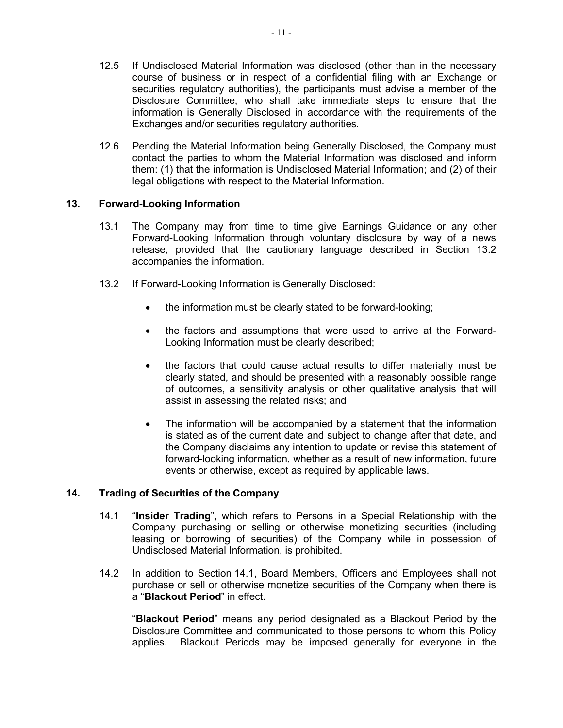12.5 If Undisclosed Material Information was disclosed (other than in the necessary course of business or in respect of a confidential filing with an Exchange or securities regulatory authorities), the participants must advise a member of the Disclosure Committee, who shall take immediate steps to ensure that the information is Generally Disclosed in accordance with the requirements of the Exchanges and/or securities regulatory authorities.

12.6 Pending the Material Information being Generally Disclosed, the Company must contact the parties to whom the Material Information was disclosed and inform them: (1) that the information is Undisclosed Material Information; and (2) of their legal obligations with respect to the Material Information.

## 13. Forward-Looking Information

13.1 The Company may from time to time give Earnings Guidance or any other Forward-Looking Information through voluntary disclosure by way of a news release, provided that the cautionary language described in Section 13.2 accompanies the information.

13.2 If Forward-Looking Information is Generally Disclosed:

- the information must be clearly stated to be forward-looking;
- the factors and assumptions that were used to arrive at the Forward-Looking Information must be clearly described;
- the factors that could cause actual results to differ materially must be clearly stated, and should be presented with a reasonably possible range of outcomes, a sensitivity analysis or other qualitative analysis that will assist in assessing the related risks; and
- The information will be accompanied by a statement that the information is stated as of the current date and subject to change after that date, and the Company disclaims any intention to update or revise this statement of forward-looking information, whether as a result of new information, future events or otherwise, except as required by applicable laws.

## 14. Trading of Securities of the Company

14.1 "**Insider Trading**", which refers to Persons in a Special Relationship with the Company purchasing or selling or otherwise monetizing securities (including leasing or borrowing of securities) of the Company while in possession of Undisclosed Material Information, is prohibited.

14.2 In addition to Section 14.1, Board Members, Officers and Employees shall not purchase or sell or otherwise monetize securities of the Company when there is a "**Blackout Period**" in effect.

"**Blackout Period**" means any period designated as a Blackout Period by the Disclosure Committee and communicated to those persons to whom this Policy applies. Blackout Periods may be imposed generally for everyone in the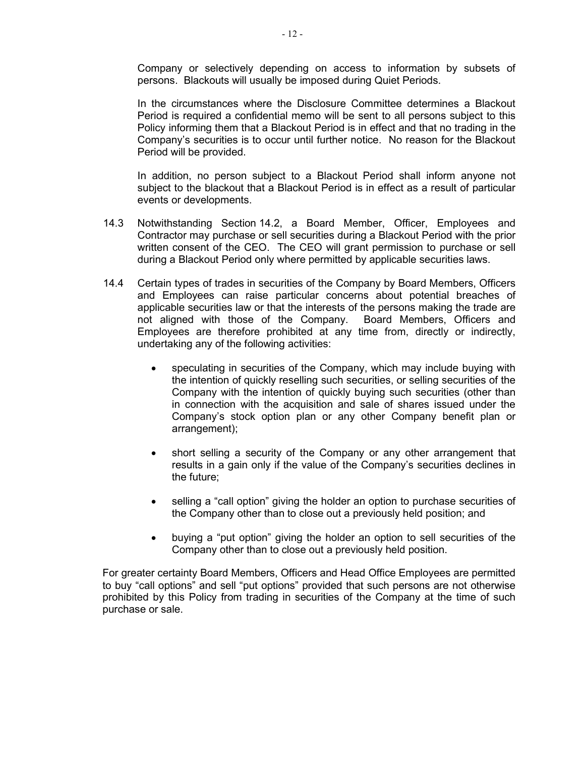Company or selectively depending on access to information by subsets of persons. Blackouts will usually be imposed during Quiet Periods.

In the circumstances where the Disclosure Committee determines a Blackout Period is required a confidential memo will be sent to all persons subject to this Policy informing them that a Blackout Period is in effect and that no trading in the Company's securities is to occur until further notice. No reason for the Blackout Period will be provided.

In addition, no person subject to a Blackout Period shall inform anyone not subject to the blackout that a Blackout Period is in effect as a result of particular events or developments.

14.3 Notwithstanding Section 14.2, a Board Member, Officer, Employees and Contractor may purchase or sell securities during a Blackout Period with the prior written consent of the CEO. The CEO will grant permission to purchase or sell during a Blackout Period only where permitted by applicable securities laws.

14.4 Certain types of trades in securities of the Company by Board Members, Officers and Employees can raise particular concerns about potential breaches of applicable securities law or that the interests of the persons making the trade are not aligned with those of the Company. Board Members, Officers and Employees are therefore prohibited at any time from, directly or indirectly, undertaking any of the following activities:

- speculating in securities of the Company, which may include buying with the intention of quickly reselling such securities, or selling securities of the Company with the intention of quickly buying such securities (other than in connection with the acquisition and sale of shares issued under the Company's stock option plan or any other Company benefit plan or arrangement);

- short selling a security of the Company or any other arrangement that results in a gain only if the value of the Company's securities declines in the future;

- selling a "call option" giving the holder an option to purchase securities of the Company other than to close out a previously held position; and

- buying a "put option" giving the holder an option to sell securities of the Company other than to close out a previously held position.

For greater certainty Board Members, Officers and Head Office Employees are permitted to buy "call options" and sell "put options" provided that such persons are not otherwise prohibited by this Policy from trading in securities of the Company at the time of such purchase or sale.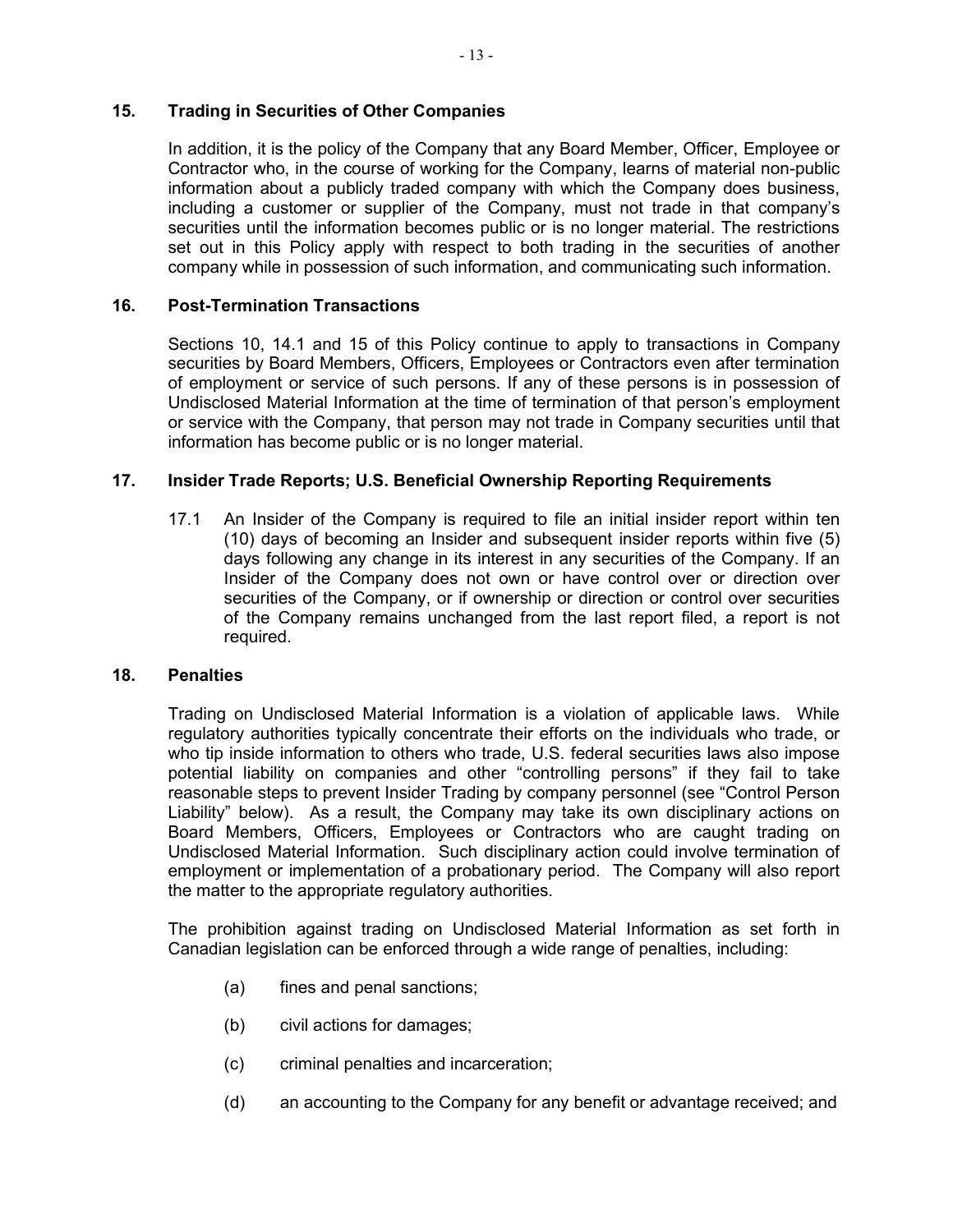## 15. Trading in Securities of Other Companies

In addition, it is the policy of the Company that any Board Member, Officer, Employee or Contractor who, in the course of working for the Company, learns of material non-public information about a publicly traded company with which the Company does business, including a customer or supplier of the Company, must not trade in that company's securities until the information becomes public or is no longer material. The restrictions set out in this Policy apply with respect to both trading in the securities of another company while in possession of such information, and communicating such information.

## 16. Post-Termination Transactions

Sections 10, 14.1 and 15 of this Policy continue to apply to transactions in Company securities by Board Members, Officers, Employees or Contractors even after termination of employment or service of such persons. If any of these persons is in possession of Undisclosed Material Information at the time of termination of that person's employment or service with the Company, that person may not trade in Company securities until that information has become public or is no longer material.

## 17. Insider Trade Reports; U.S. Beneficial Ownership Reporting Requirements

17.1 An Insider of the Company is required to file an initial insider report within ten (10) days of becoming an Insider and subsequent insider reports within five (5) days following any change in its interest in any securities of the Company. If an Insider of the Company does not own or have control over or direction over securities of the Company, or if ownership or direction or control over securities of the Company remains unchanged from the last report filed, a report is not required.

## 18. Penalties

Trading on Undisclosed Material Information is a violation of applicable laws. While regulatory authorities typically concentrate their efforts on the individuals who trade, or who tip inside information to others who trade, U.S. federal securities laws also impose potential liability on companies and other "controlling persons" if they fail to take reasonable steps to prevent Insider Trading by company personnel (see "Control Person Liability" below). As a result, the Company may take its own disciplinary actions on Board Members, Officers, Employees or Contractors who are caught trading on Undisclosed Material Information. Such disciplinary action could involve termination of employment or implementation of a probationary period. The Company will also report the matter to the appropriate regulatory authorities.

The prohibition against trading on Undisclosed Material Information as set forth in Canadian legislation can be enforced through a wide range of penalties, including:

(a) fines and penal sanctions;

(b) civil actions for damages;

(c) criminal penalties and incarceration;

(d) an accounting to the Company for any benefit or advantage received; and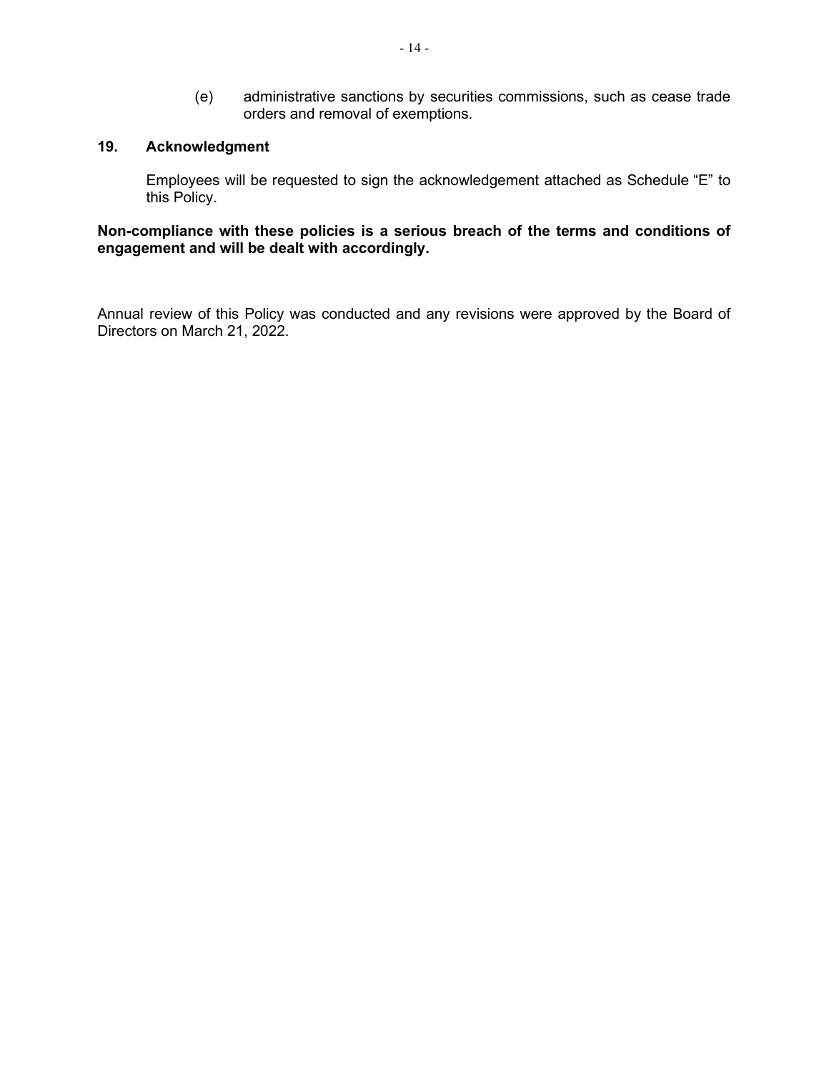(e) administrative sanctions by securities commissions, such as cease trade orders and removal of exemptions.

## 19. Acknowledgment

Employees will be requested to sign the acknowledgement attached as Schedule “E” to this Policy.

**Non-compliance with these policies is a serious breach of the terms and conditions of engagement and will be dealt with accordingly.**

Annual review of this Policy was conducted and any revisions were approved by the Board of Directors on March 21, 2022.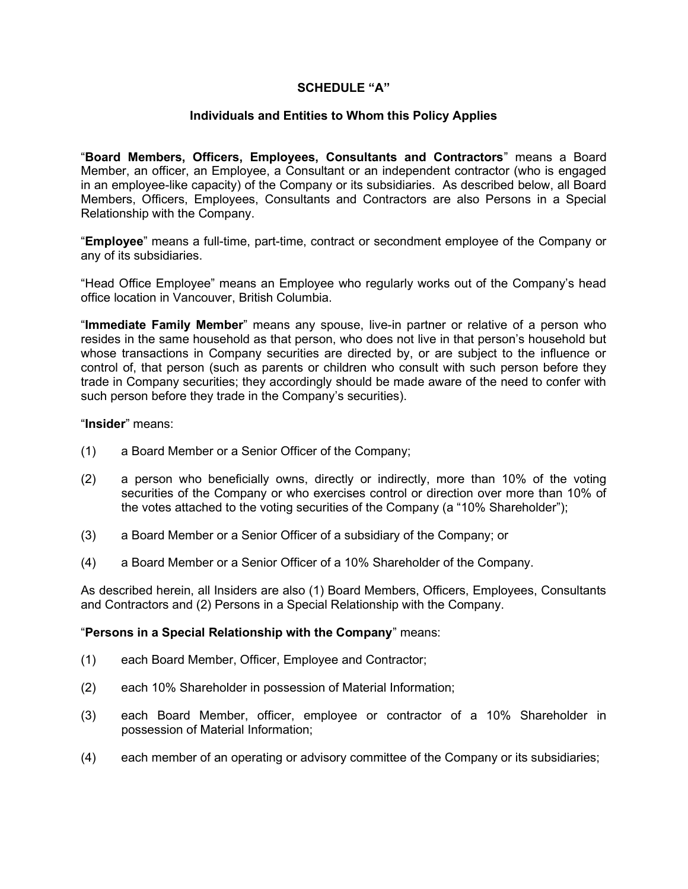## SCHEDULE "A"

### Individuals and Entities to Whom this Policy Applies

"**Board Members, Officers, Employees, Consultants and Contractors**" means a Board Member, an officer, an Employee, a Consultant or an independent contractor (who is engaged in an employee-like capacity) of the Company or its subsidiaries. As described below, all Board Members, Officers, Employees, Consultants and Contractors are also Persons in a Special Relationship with the Company.

"**Employee**" means a full-time, part-time, contract or secondment employee of the Company or any of its subsidiaries.

"Head Office Employee" means an Employee who regularly works out of the Company's head office location in Vancouver, British Columbia.

"**Immediate Family Member**" means any spouse, live-in partner or relative of a person who resides in the same household as that person, who does not live in that person's household but whose transactions in Company securities are directed by, or are subject to the influence or control of, that person (such as parents or children who consult with such person before they trade in Company securities; they accordingly should be made aware of the need to confer with such person before they trade in the Company's securities).

"**Insider**" means:

(1) a Board Member or a Senior Officer of the Company;

(2) a person who beneficially owns, directly or indirectly, more than 10% of the voting securities of the Company or who exercises control or direction over more than 10% of the votes attached to the voting securities of the Company (a "10% Shareholder");

(3) a Board Member or a Senior Officer of a subsidiary of the Company; or

(4) a Board Member or a Senior Officer of a 10% Shareholder of the Company.

As described herein, all Insiders are also (1) Board Members, Officers, Employees, Consultants and Contractors and (2) Persons in a Special Relationship with the Company.

"**Persons in a Special Relationship with the Company**" means:

(1) each Board Member, Officer, Employee and Contractor;

(2) each 10% Shareholder in possession of Material Information;

(3) each Board Member, officer, employee or contractor of a 10% Shareholder in possession of Material Information;

(4) each member of an operating or advisory committee of the Company or its subsidiaries;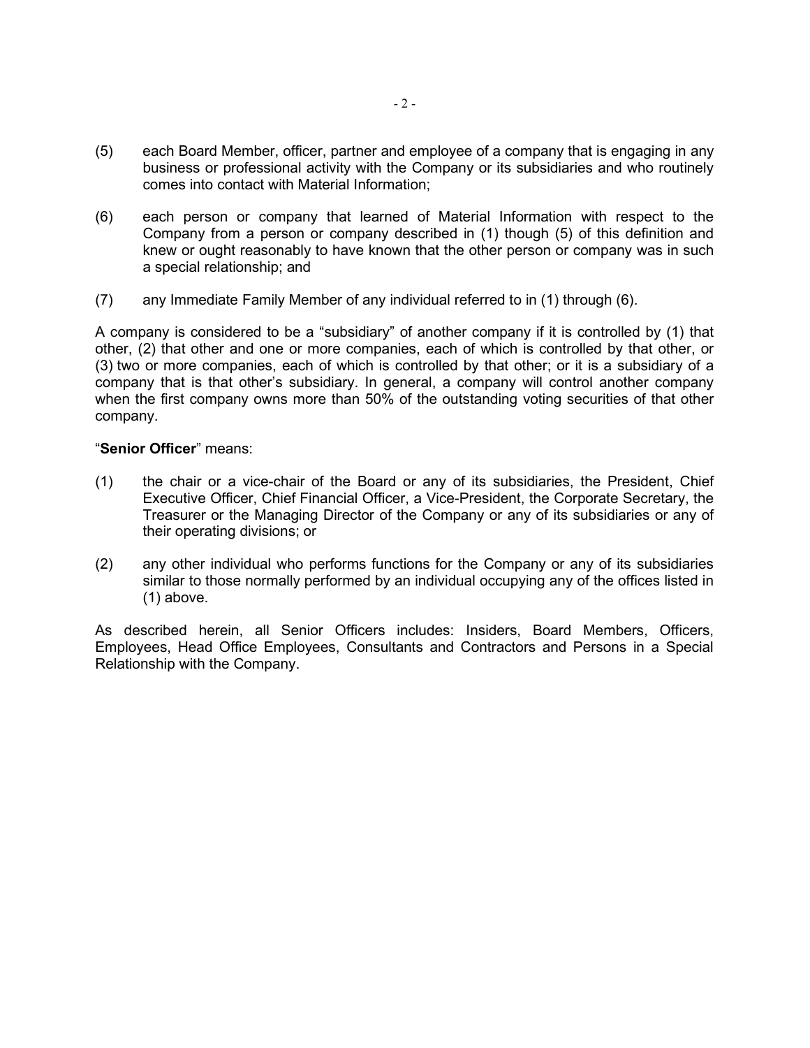(5) each Board Member, officer, partner and employee of a company that is engaging in any business or professional activity with the Company or its subsidiaries and who routinely comes into contact with Material Information;

(6) each person or company that learned of Material Information with respect to the Company from a person or company described in (1) though (5) of this definition and knew or ought reasonably to have known that the other person or company was in such a special relationship; and

(7) any Immediate Family Member of any individual referred to in (1) through (6).

A company is considered to be a "subsidiary" of another company if it is controlled by (1) that other, (2) that other and one or more companies, each of which is controlled by that other, or (3) two or more companies, each of which is controlled by that other; or it is a subsidiary of a company that is that other's subsidiary. In general, a company will control another company when the first company owns more than 50% of the outstanding voting securities of that other company.

"**Senior Officer**" means:

(1) the chair or a vice-chair of the Board or any of its subsidiaries, the President, Chief Executive Officer, Chief Financial Officer, a Vice-President, the Corporate Secretary, the Treasurer or the Managing Director of the Company or any of its subsidiaries or any of their operating divisions; or

(2) any other individual who performs functions for the Company or any of its subsidiaries similar to those normally performed by an individual occupying any of the offices listed in (1) above.

As described herein, all Senior Officers includes: Insiders, Board Members, Officers, Employees, Head Office Employees, Consultants and Contractors and Persons in a Special Relationship with the Company.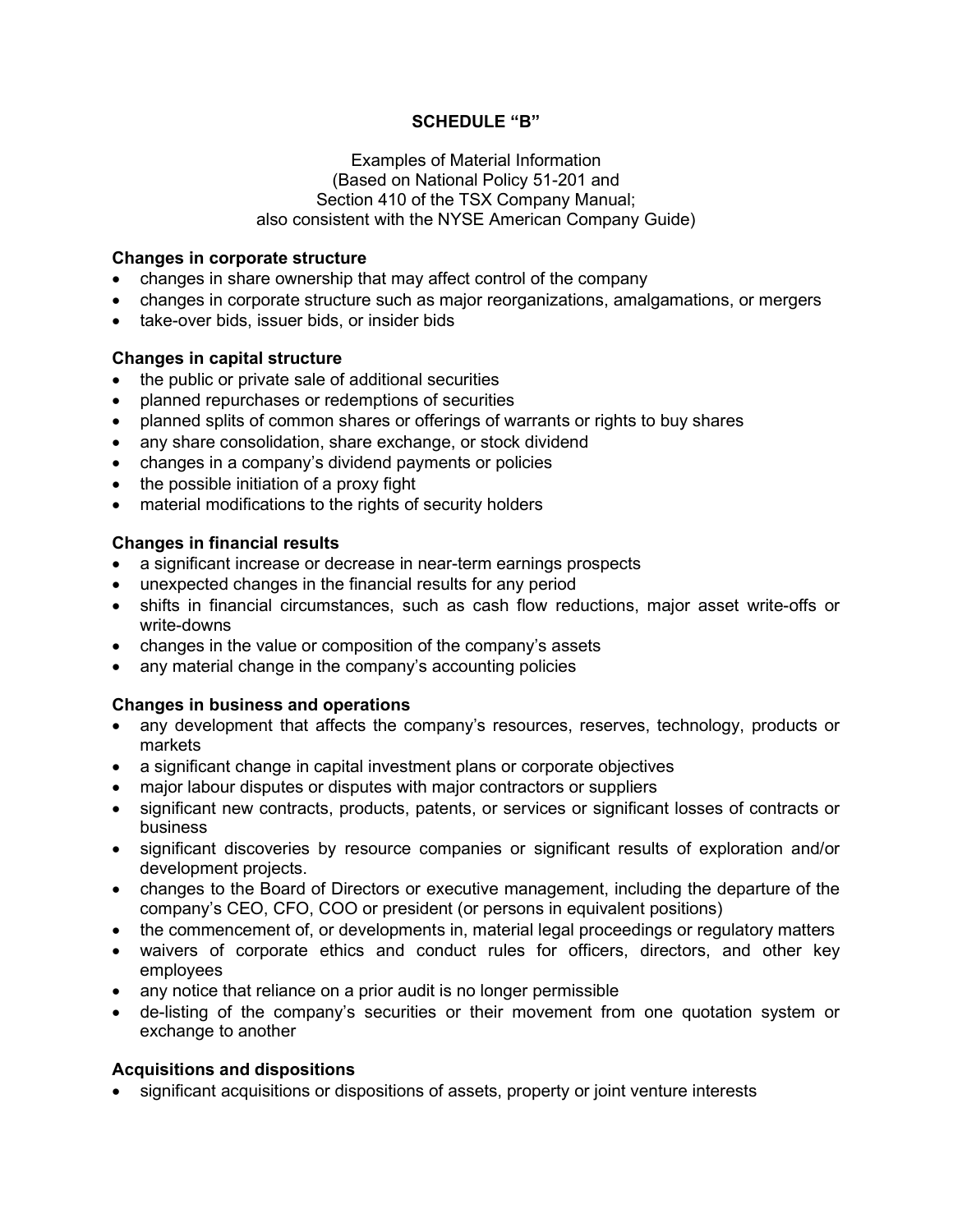## SCHEDULE "B"

Examples of Material Information
(Based on National Policy 51-201 and
Section 410 of the TSX Company Manual;
also consistent with the NYSE American Company Guide)

**Changes in corporate structure**

- changes in share ownership that may affect control of the company
- changes in corporate structure such as major reorganizations, amalgamations, or mergers
- take-over bids, issuer bids, or insider bids

**Changes in capital structure**

- the public or private sale of additional securities
- planned repurchases or redemptions of securities
- planned splits of common shares or offerings of warrants or rights to buy shares
- any share consolidation, share exchange, or stock dividend
- changes in a company's dividend payments or policies
- the possible initiation of a proxy fight
- material modifications to the rights of security holders

**Changes in financial results**

- a significant increase or decrease in near-term earnings prospects
- unexpected changes in the financial results for any period
- shifts in financial circumstances, such as cash flow reductions, major asset write-offs or write-downs
- changes in the value or composition of the company's assets
- any material change in the company's accounting policies

**Changes in business and operations**

- any development that affects the company's resources, reserves, technology, products or markets
- a significant change in capital investment plans or corporate objectives
- major labour disputes or disputes with major contractors or suppliers
- significant new contracts, products, patents, or services or significant losses of contracts or business
- significant discoveries by resource companies or significant results of exploration and/or development projects.
- changes to the Board of Directors or executive management, including the departure of the company's CEO, CFO, COO or president (or persons in equivalent positions)
- the commencement of, or developments in, material legal proceedings or regulatory matters
- waivers of corporate ethics and conduct rules for officers, directors, and other key employees
- any notice that reliance on a prior audit is no longer permissible
- de-listing of the company's securities or their movement from one quotation system or exchange to another

**Acquisitions and dispositions**

- significant acquisitions or dispositions of assets, property or joint venture interests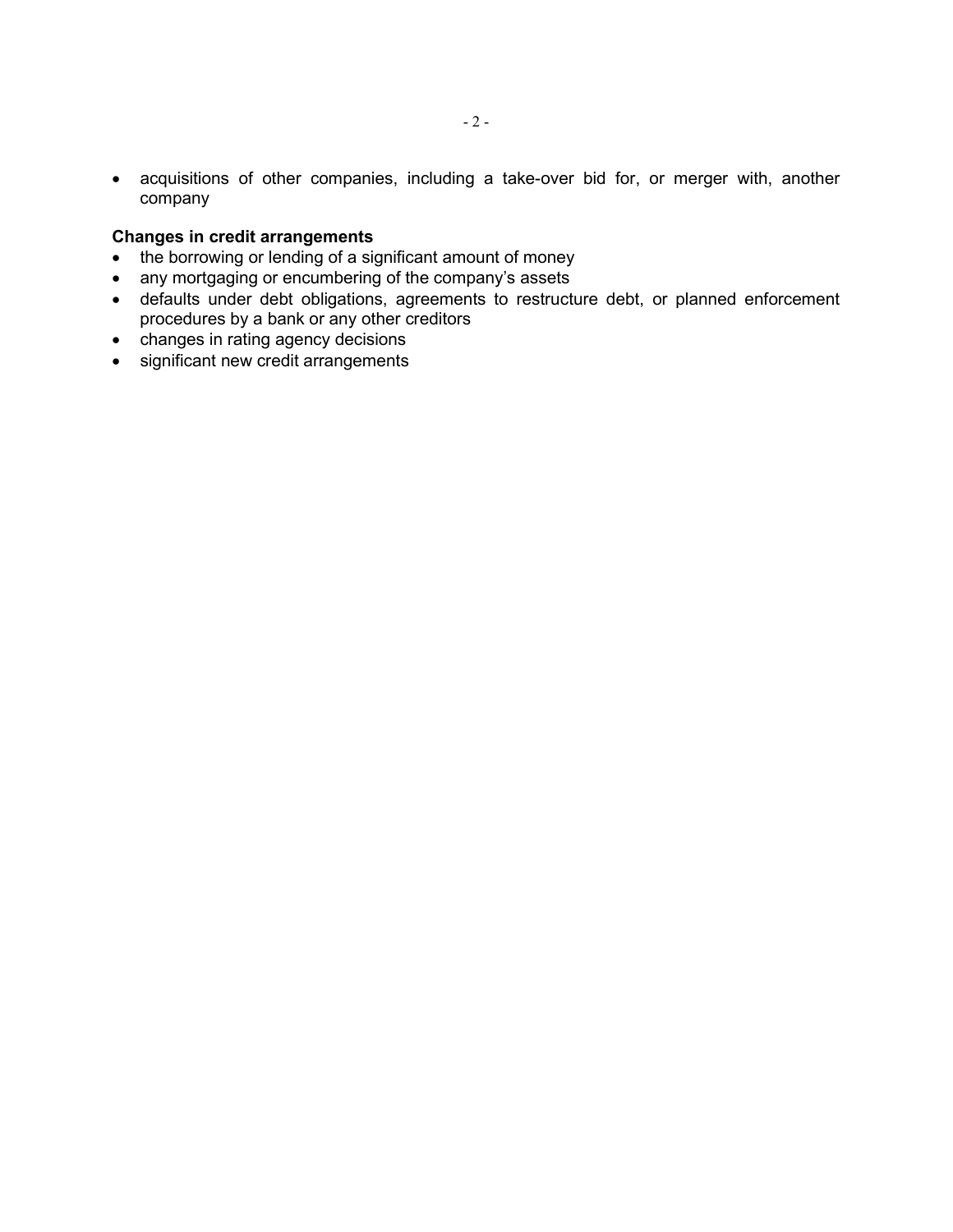- acquisitions of other companies, including a take-over bid for, or merger with, another company

**Changes in credit arrangements**

- the borrowing or lending of a significant amount of money
- any mortgaging or encumbering of the company's assets
- defaults under debt obligations, agreements to restructure debt, or planned enforcement procedures by a bank or any other creditors
- changes in rating agency decisions
- significant new credit arrangements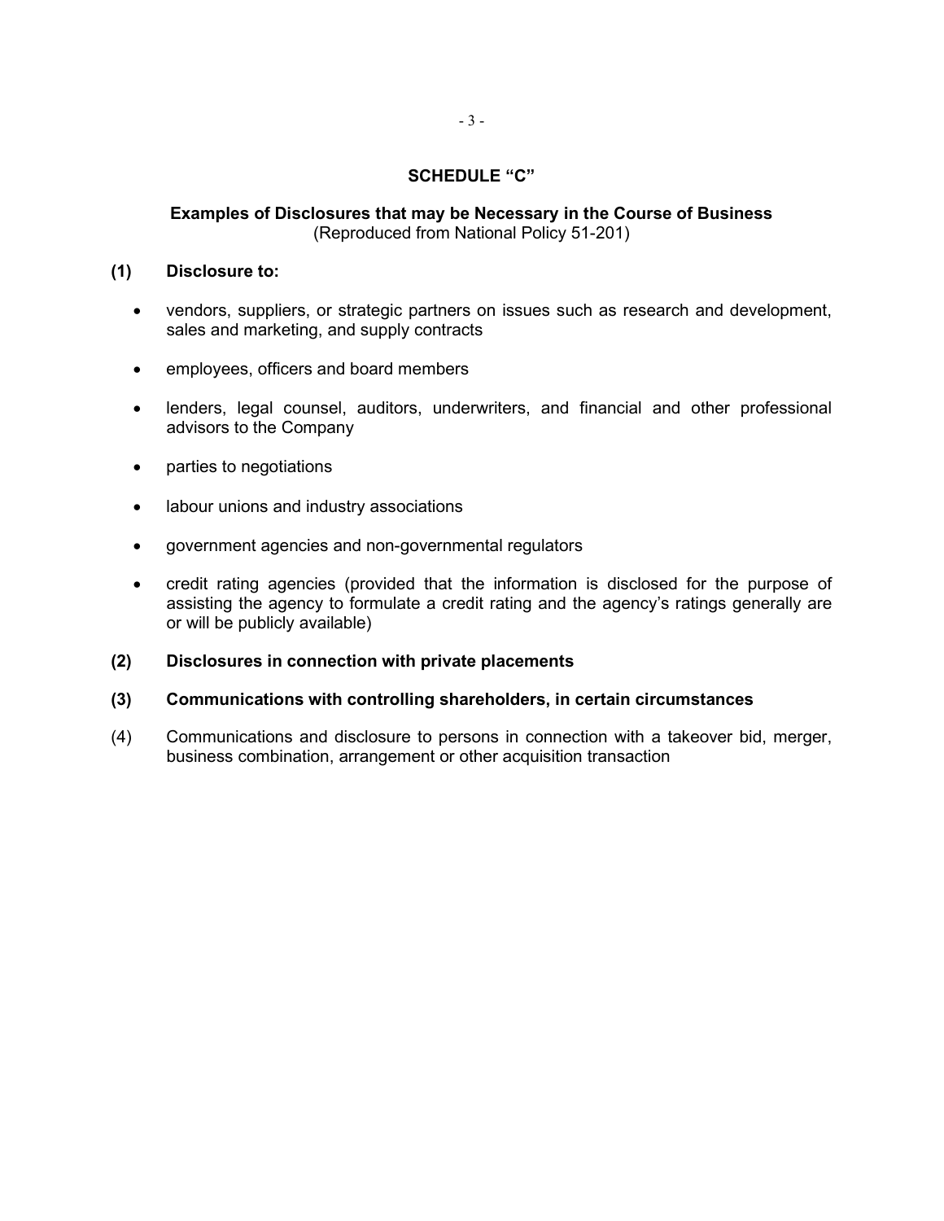## SCHEDULE "C"

**Examples of Disclosures that may be Necessary in the Course of Business**
(Reproduced from National Policy 51-201)

**(1) Disclosure to:**

- vendors, suppliers, or strategic partners on issues such as research and development, sales and marketing, and supply contracts
- employees, officers and board members
- lenders, legal counsel, auditors, underwriters, and financial and other professional advisors to the Company
- parties to negotiations
- labour unions and industry associations
- government agencies and non-governmental regulators
- credit rating agencies (provided that the information is disclosed for the purpose of assisting the agency to formulate a credit rating and the agency's ratings generally are or will be publicly available)

**(2) Disclosures in connection with private placements**

**(3) Communications with controlling shareholders, in certain circumstances**

(4) Communications and disclosure to persons in connection with a takeover bid, merger, business combination, arrangement or other acquisition transaction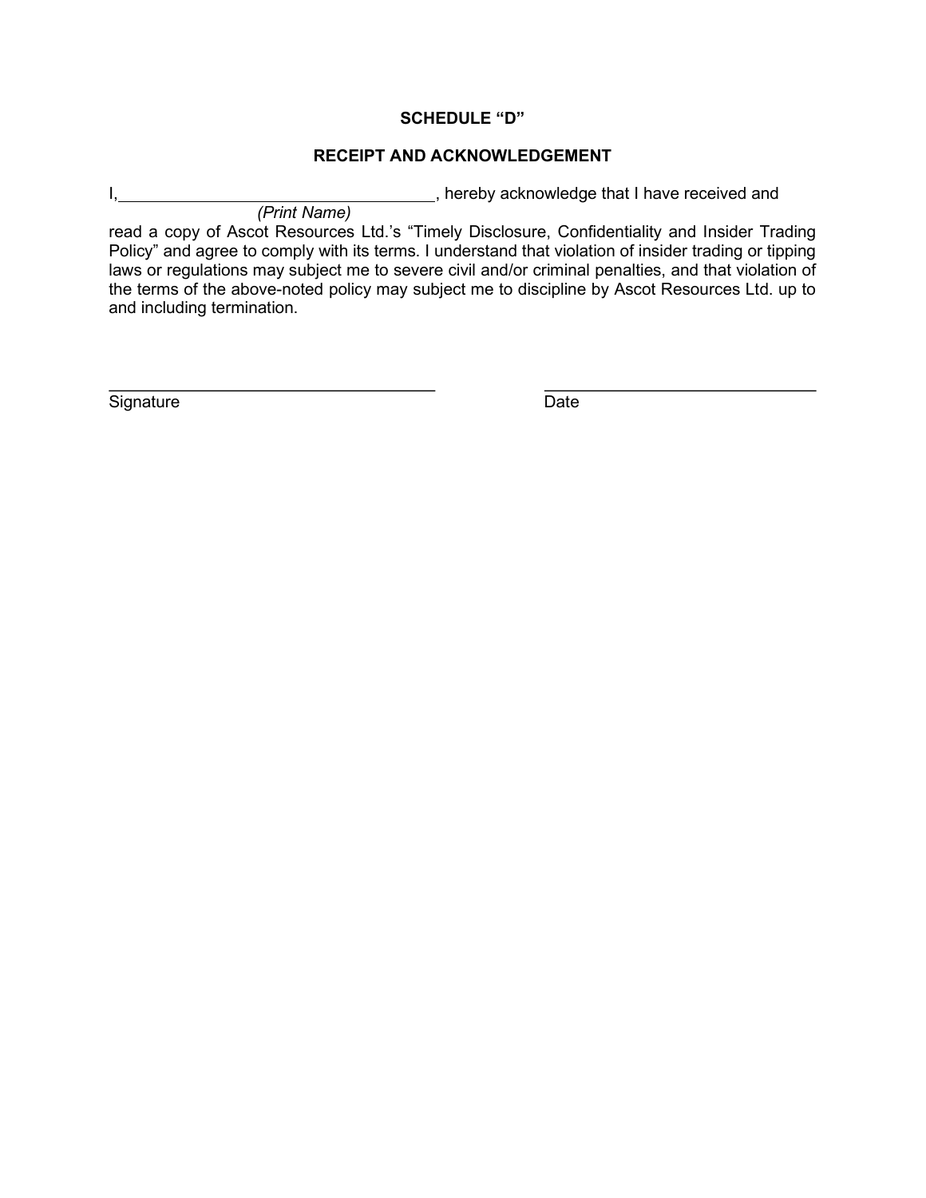**SCHEDULE “D”**

**RECEIPT AND ACKNOWLEDGEMENT**

I,___________________________________, hereby acknowledge that I have received and
*(Print Name)*
read a copy of Ascot Resources Ltd.’s “Timely Disclosure, Confidentiality and Insider Trading Policy” and agree to comply with its terms. I understand that violation of insider trading or tipping laws or regulations may subject me to severe civil and/or criminal penalties, and that violation of the terms of the above-noted policy may subject me to discipline by Ascot Resources Ltd. up to and including termination.

___________________________________ ___________________________________
Signature Date